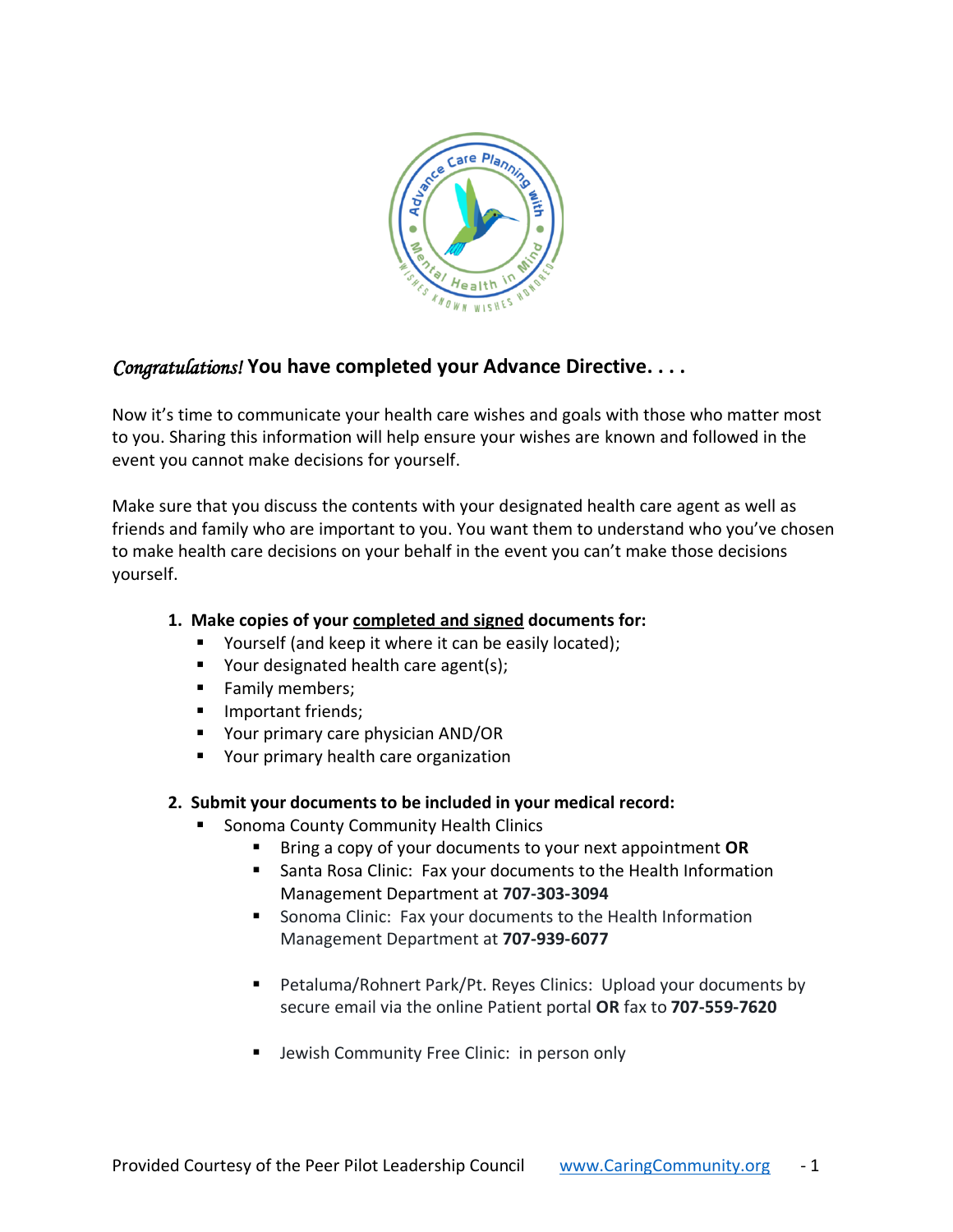*Congratulations!* **You have completed your Advance Directive. . . .**

Now it's time to communicate your health care wishes and goals with those who matter most to you. Sharing this information will help ensure your wishes are known and followed in the event you cannot make decisions for yourself.

Make sure that you discuss the contents with your designated health care agent as well as friends and family who are important to you. You want them to understand who you've chosen to make health care decisions on your behalf in the event you can't make those decisions yourself.

1. **Make copies of your <u>completed and signed</u> documents for:**
   - Yourself (and keep it where it can be easily located);
   - Your designated health care agent(s);
   - Family members;
   - Important friends;
   - Your primary care physician AND/OR
   - Your primary health care organization

2. **Submit your documents to be included in your medical record:**
   - Sonoma County Community Health Clinics
     - Bring a copy of your documents to your next appointment **OR**
     - Santa Rosa Clinic: Fax your documents to the Health Information Management Department at **707-303-3094**
     - Sonoma Clinic: Fax your documents to the Health Information Management Department at **707-939-6077**
     - Petaluma/Rohnert Park/Pt. Reyes Clinics: Upload your documents by secure email via the online Patient portal **OR** fax to **707-559-7620**
     - Jewish Community Free Clinic: in person only

Provided Courtesy of the Peer Pilot Leadership Council www.CaringCommunity.org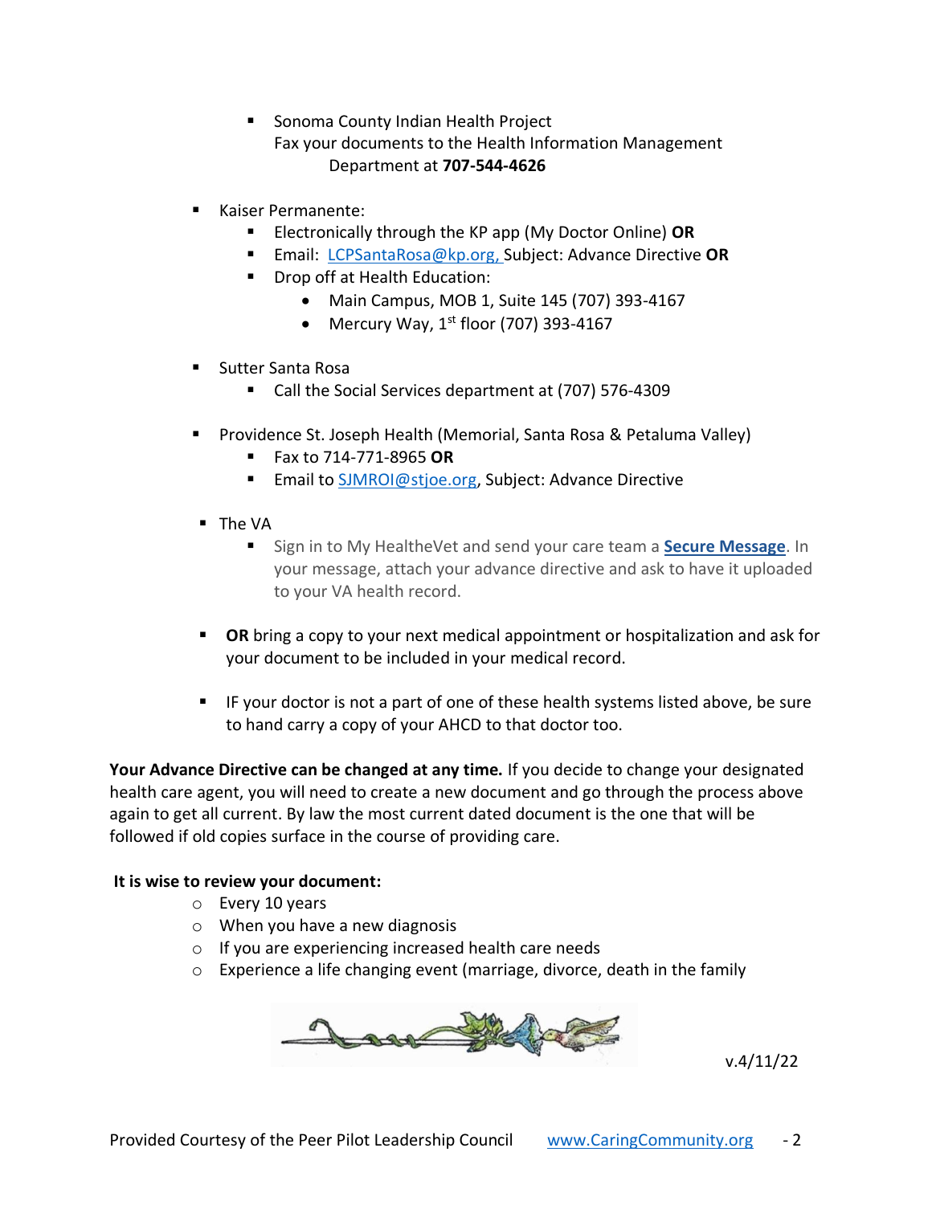- Sonoma County Indian Health Project
  Fax your documents to the Health Information Management Department at **707-544-4626**

- Kaiser Permanente:
  - Electronically through the KP app (My Doctor Online) **OR**
  - Email: LCPSantaRosa@kp.org, Subject: Advance Directive **OR**
  - Drop off at Health Education:
    - Main Campus, MOB 1, Suite 145 (707) 393-4167
    - Mercury Way, 1st floor (707) 393-4167

- Sutter Santa Rosa
  - Call the Social Services department at (707) 576-4309

- Providence St. Joseph Health (Memorial, Santa Rosa & Petaluma Valley)
  - Fax to 714-771-8965 **OR**
  - Email to SJMROI@stjoe.org, Subject: Advance Directive

- The VA
  - Sign in to My HealtheVet and send your care team a **Secure Message**. In your message, attach your advance directive and ask to have it uploaded to your VA health record.

- **OR** bring a copy to your next medical appointment or hospitalization and ask for your document to be included in your medical record.

- IF your doctor is not a part of one of these health systems listed above, be sure to hand carry a copy of your AHCD to that doctor too.

**Your Advance Directive can be changed at any time.** If you decide to change your designated health care agent, you will need to create a new document and go through the process above again to get all current. By law the most current dated document is the one that will be followed if old copies surface in the course of providing care.

**It is wise to review your document:**

- Every 10 years
- When you have a new diagnosis
- If you are experiencing increased health care needs
- Experience a life changing event (marriage, divorce, death in the family

v.4/11/22

Provided Courtesy of the Peer Pilot Leadership Council www.CaringCommunity.org